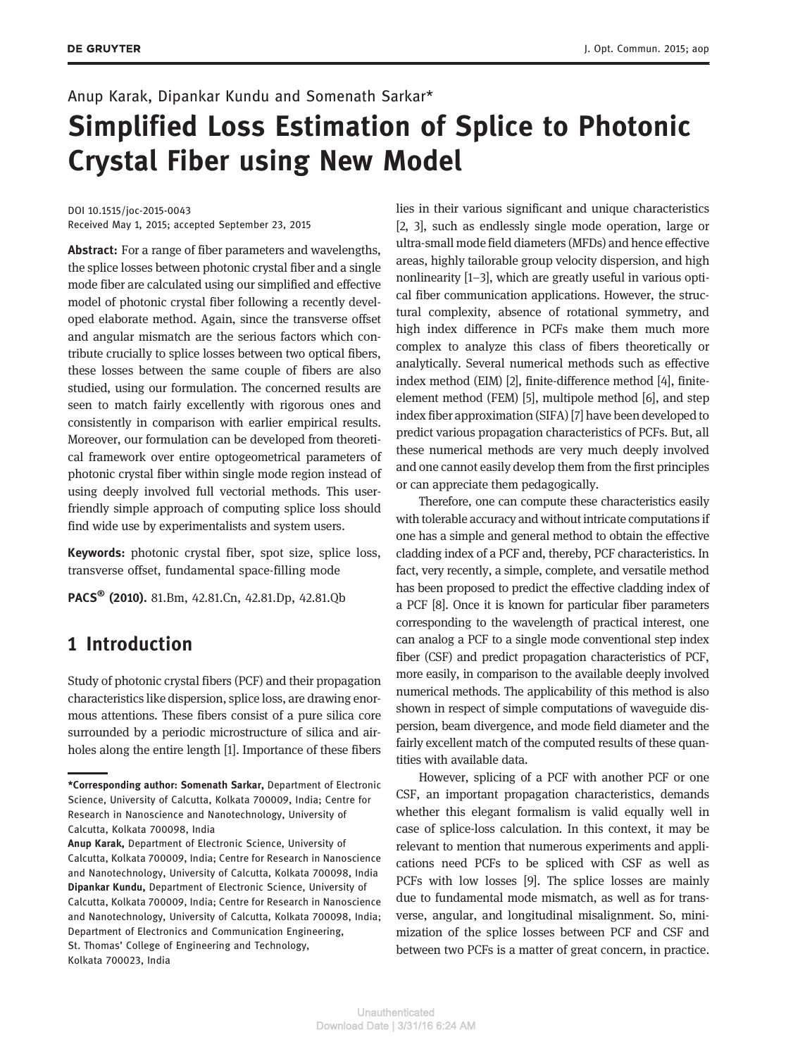Anup Karak, Dipankar Kundu and Somenath Sarkar*

# Simplified Loss Estimation of Splice to Photonic Crystal Fiber using New Model

DOI 10.1515/joc-2015-0043
Received May 1, 2015; accepted September 23, 2015

**Abstract:** For a range of fiber parameters and wavelengths, the splice losses between photonic crystal fiber and a single mode fiber are calculated using our simplified and effective model of photonic crystal fiber following a recently developed elaborate method. Again, since the transverse offset and angular mismatch are the serious factors which contribute crucially to splice losses between two optical fibers, these losses between the same couple of fibers are also studied, using our formulation. The concerned results are seen to match fairly excellently with rigorous ones and consistently in comparison with earlier empirical results. Moreover, our formulation can be developed from theoretical framework over entire optogeometrical parameters of photonic crystal fiber within single mode region instead of using deeply involved full vectorial methods. This user-friendly simple approach of computing splice loss should find wide use by experimentalists and system users.

**Keywords:** photonic crystal fiber, spot size, splice loss, transverse offset, fundamental space-filling mode

**PACS® (2010).** 81.Bm, 42.81.Cn, 42.81.Dp, 42.81.Qb

## 1 Introduction

Study of photonic crystal fibers (PCF) and their propagation characteristics like dispersion, splice loss, are drawing enormous attentions. These fibers consist of a pure silica core surrounded by a periodic microstructure of silica and air-holes along the entire length [1]. Importance of these fibers lies in their various significant and unique characteristics [2, 3], such as endlessly single mode operation, large or ultra-small mode field diameters (MFDs) and hence effective areas, highly tailorable group velocity dispersion, and high nonlinearity [1–3], which are greatly useful in various optical fiber communication applications. However, the structural complexity, absence of rotational symmetry, and high index difference in PCFs make them much more complex to analyze this class of fibers theoretically or analytically. Several numerical methods such as effective index method (EIM) [2], finite-difference method [4], finite-element method (FEM) [5], multipole method [6], and step index fiber approximation (SIFA) [7] have been developed to predict various propagation characteristics of PCFs. But, all these numerical methods are very much deeply involved and one cannot easily develop them from the first principles or can appreciate them pedagogically.

Therefore, one can compute these characteristics easily with tolerable accuracy and without intricate computations if one has a simple and general method to obtain the effective cladding index of a PCF and, thereby, PCF characteristics. In fact, very recently, a simple, complete, and versatile method has been proposed to predict the effective cladding index of a PCF [8]. Once it is known for particular fiber parameters corresponding to the wavelength of practical interest, one can analog a PCF to a single mode conventional step index fiber (CSF) and predict propagation characteristics of PCF, more easily, in comparison to the available deeply involved numerical methods. The applicability of this method is also shown in respect of simple computations of waveguide dispersion, beam divergence, and mode field diameter and the fairly excellent match of the computed results of these quantities with available data.

However, splicing of a PCF with another PCF or one CSF, an important propagation characteristics, demands whether this elegant formalism is valid equally well in case of splice-loss calculation. In this context, it may be relevant to mention that numerous experiments and applications need PCFs to be spliced with CSF as well as PCFs with low losses [9]. The splice losses are mainly due to fundamental mode mismatch, as well as for transverse, angular, and longitudinal misalignment. So, minimization of the splice losses between PCF and CSF and between two PCFs is a matter of great concern, in practice.

---

***Corresponding author: Somenath Sarkar,** Department of Electronic Science, University of Calcutta, Kolkata 700009, India; Centre for Research in Nanoscience and Nanotechnology, University of Calcutta, Kolkata 700098, India
**Anup Karak,** Department of Electronic Science, University of Calcutta, Kolkata 700009, India; Centre for Research in Nanoscience and Nanotechnology, University of Calcutta, Kolkata 700098, India
**Dipankar Kundu,** Department of Electronic Science, University of Calcutta, Kolkata 700009, India; Centre for Research in Nanoscience and Nanotechnology, University of Calcutta, Kolkata 700098, India; Department of Electronics and Communication Engineering, St. Thomas' College of Engineering and Technology, Kolkata 700023, India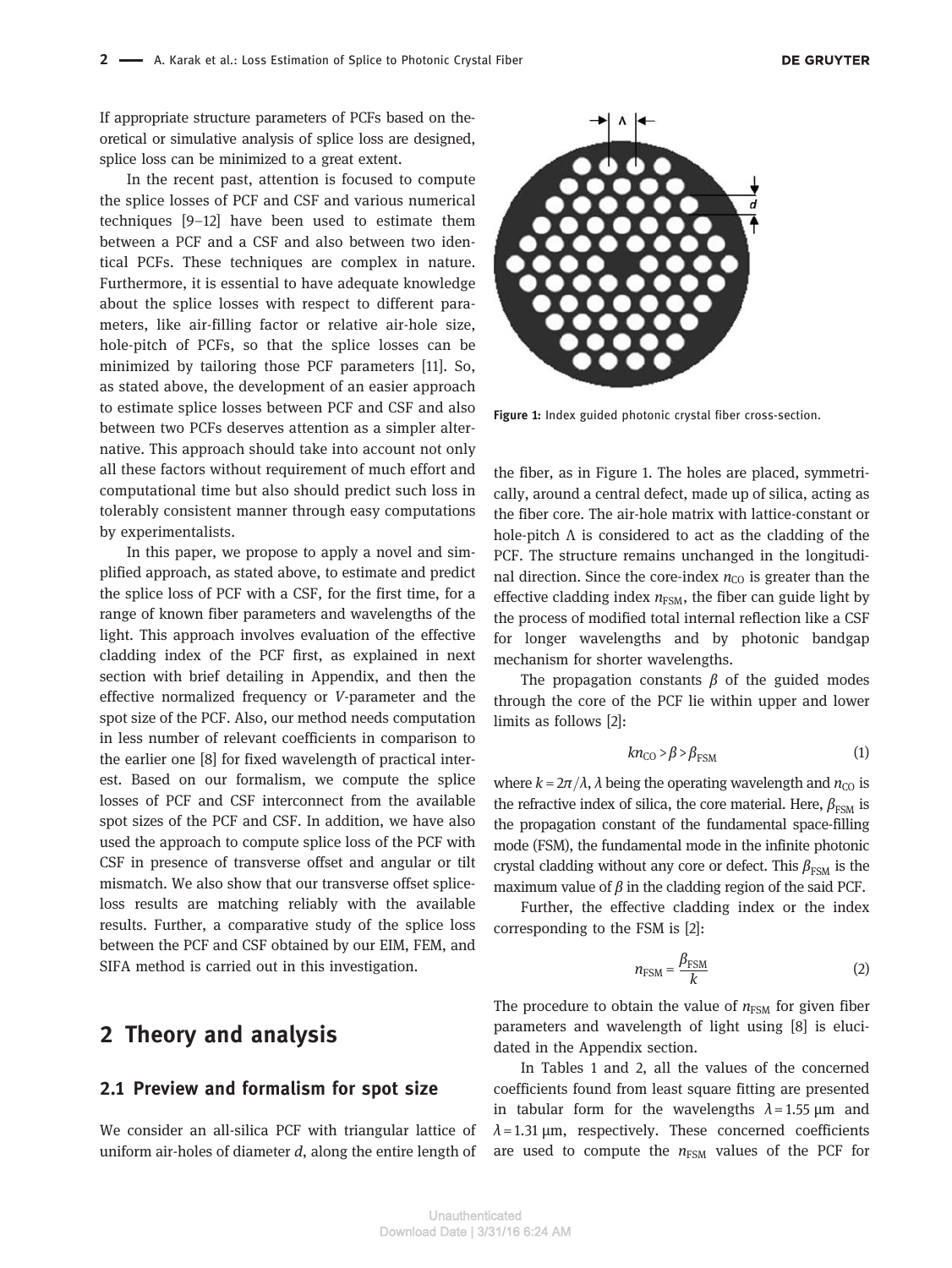If appropriate structure parameters of PCFs based on theoretical or simulative analysis of splice loss are designed, splice loss can be minimized to a great extent.

In the recent past, attention is focused to compute the splice losses of PCF and CSF and various numerical techniques [9–12] have been used to estimate them between a PCF and a CSF and also between two identical PCFs. These techniques are complex in nature. Furthermore, it is essential to have adequate knowledge about the splice losses with respect to different parameters, like air-filling factor or relative air-hole size, hole-pitch of PCFs, so that the splice losses can be minimized by tailoring those PCF parameters [11]. So, as stated above, the development of an easier approach to estimate splice losses between PCF and CSF and also between two PCFs deserves attention as a simpler alternative. This approach should take into account not only all these factors without requirement of much effort and computational time but also should predict such loss in tolerably consistent manner through easy computations by experimentalists.

In this paper, we propose to apply a novel and simplified approach, as stated above, to estimate and predict the splice loss of PCF with a CSF, for the first time, for a range of known fiber parameters and wavelengths of the light. This approach involves evaluation of the effective cladding index of the PCF first, as explained in next section with brief detailing in Appendix, and then the effective normalized frequency or $V$-parameter and the spot size of the PCF. Also, our method needs computation in less number of relevant coefficients in comparison to the earlier one [8] for fixed wavelength of practical interest. Based on our formalism, we compute the splice losses of PCF and CSF interconnect from the available spot sizes of the PCF and CSF. In addition, we have also used the approach to compute splice loss of the PCF with CSF in presence of transverse offset and angular or tilt mismatch. We also show that our transverse offset splice-loss results are matching reliably with the available results. Further, a comparative study of the splice loss between the PCF and CSF obtained by our EIM, FEM, and SIFA method is carried out in this investigation.

## 2 Theory and analysis

### 2.1 Preview and formalism for spot size

We consider an all-silica PCF with triangular lattice of uniform air-holes of diameter $d$, along the entire length of the fiber, as in Figure 1. The holes are placed, symmetrically, around a central defect, made up of silica, acting as the fiber core. The air-hole matrix with lattice-constant or hole-pitch $\Lambda$ is considered to act as the cladding of the PCF. The structure remains unchanged in the longitudinal direction. Since the core-index $n_{CO}$ is greater than the effective cladding index $n_{FSM}$, the fiber can guide light by the process of modified total internal reflection like a CSF for longer wavelengths and by photonic bandgap mechanism for shorter wavelengths.

Figure 1: Index guided photonic crystal fiber cross-section.

The propagation constants $\beta$ of the guided modes through the core of the PCF lie within upper and lower limits as follows [2]:

$$kn_{CO} > \beta > \beta_{FSM} \tag{1}$$

where $k = 2\pi/\lambda$, $\lambda$ being the operating wavelength and $n_{CO}$ is the refractive index of silica, the core material. Here, $\beta_{FSM}$ is the propagation constant of the fundamental space-filling mode (FSM), the fundamental mode in the infinite photonic crystal cladding without any core or defect. This $\beta_{FSM}$ is the maximum value of $\beta$ in the cladding region of the said PCF.

Further, the effective cladding index or the index corresponding to the FSM is [2]:

$$n_{FSM} = \frac{\beta_{FSM}}{k} \tag{2}$$

The procedure to obtain the value of $n_{FSM}$ for given fiber parameters and wavelength of light using [8] is elucidated in the Appendix section.

In Tables 1 and 2, all the values of the concerned coefficients found from least square fitting are presented in tabular form for the wavelengths $\lambda = 1.55$ μm and $\lambda = 1.31$ μm, respectively. These concerned coefficients are used to compute the $n_{FSM}$ values of the PCF for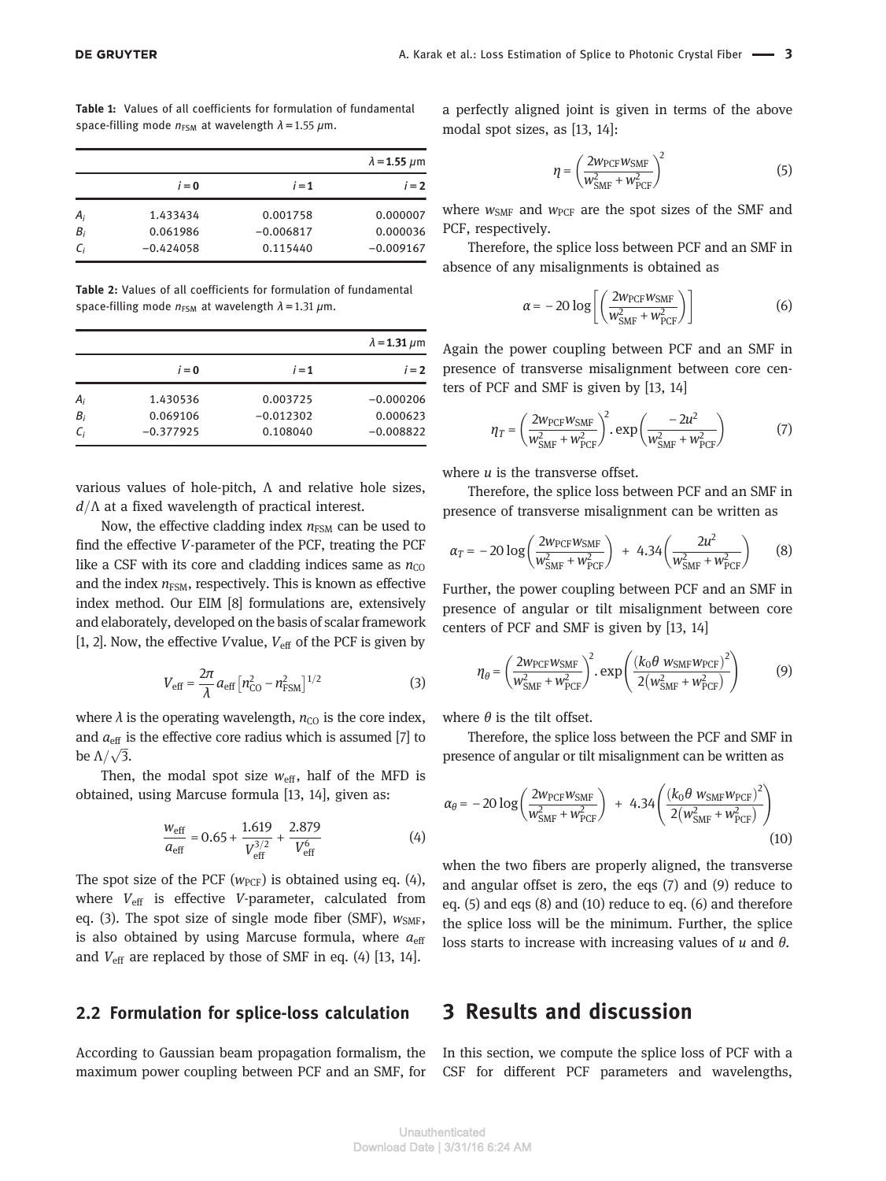**Table 1:** Values of all coefficients for formulation of fundamental space-filling mode $n_{FSM}$ at wavelength $\lambda = 1.55\ \mu$m.

| | | | $\lambda = 1.55\ \mu$m |
|---|---|---|---|
| | $i = 0$ | $i = 1$ | $i = 2$ |
| $A_i$ | 1.433434 | 0.001758 | 0.000007 |
| $B_i$ | 0.061986 | −0.006817 | 0.000036 |
| $C_i$ | −0.424058 | 0.115440 | −0.009167 |

**Table 2:** Values of all coefficients for formulation of fundamental space-filling mode $n_{FSM}$ at wavelength $\lambda = 1.31\ \mu$m.

| | | | $\lambda = 1.31\ \mu$m |
|---|---|---|---|
| | $i = 0$ | $i = 1$ | $i = 2$ |
| $A_i$ | 1.430536 | 0.003725 | −0.000206 |
| $B_i$ | 0.069106 | −0.012302 | 0.000623 |
| $C_i$ | −0.377925 | 0.108040 | −0.008822 |

various values of hole-pitch, $\Lambda$ and relative hole sizes, $d/\Lambda$ at a fixed wavelength of practical interest.

Now, the effective cladding index $n_{FSM}$ can be used to find the effective $V$-parameter of the PCF, treating the PCF like a CSF with its core and cladding indices same as $n_{CO}$ and the index $n_{FSM}$, respectively. This is known as effective index method. Our EIM [8] formulations are, extensively and elaborately, developed on the basis of scalar framework [1, 2]. Now, the effective $V$value, $V_{eff}$ of the PCF is given by

$$V_{eff} = \frac{2\pi}{\lambda} a_{eff} \left[n_{CO}^2 - n_{FSM}^2\right]^{1/2} \tag{3}$$

where $\lambda$ is the operating wavelength, $n_{CO}$ is the core index, and $a_{eff}$ is the effective core radius which is assumed [7] to be $\Lambda/\sqrt{3}$.

Then, the modal spot size $w_{eff}$, half of the MFD is obtained, using Marcuse formula [13, 14], given as:

$$\frac{w_{eff}}{a_{eff}} = 0.65 + \frac{1.619}{V_{eff}^{3/2}} + \frac{2.879}{V_{eff}^{6}} \tag{4}$$

The spot size of the PCF ($w_{PCF}$) is obtained using eq. (4), where $V_{eff}$ is effective $V$-parameter, calculated from eq. (3). The spot size of single mode fiber (SMF), $w_{SMF}$, is also obtained by using Marcuse formula, where $a_{eff}$ and $V_{eff}$ are replaced by those of SMF in eq. (4) [13, 14].

## 2.2 Formulation for splice-loss calculation

According to Gaussian beam propagation formalism, the maximum power coupling between PCF and an SMF, for a perfectly aligned joint is given in terms of the above modal spot sizes, as [13, 14]:

$$\eta = \left(\frac{2w_{PCF}w_{SMF}}{w_{SMF}^2 + w_{PCF}^2}\right)^2 \tag{5}$$

where $w_{SMF}$ and $w_{PCF}$ are the spot sizes of the SMF and PCF, respectively.

Therefore, the splice loss between PCF and an SMF in absence of any misalignments is obtained as

$$\alpha = -20\log\left[\left(\frac{2w_{PCF}w_{SMF}}{w_{SMF}^2 + w_{PCF}^2}\right)\right] \tag{6}$$

Again the power coupling between PCF and an SMF in presence of transverse misalignment between core centers of PCF and SMF is given by [13, 14]

$$\eta_T = \left(\frac{2w_{PCF}w_{SMF}}{w_{SMF}^2 + w_{PCF}^2}\right)^2 . \exp\left(\frac{-2u^2}{w_{SMF}^2 + w_{PCF}^2}\right) \tag{7}$$

where $u$ is the transverse offset.

Therefore, the splice loss between PCF and an SMF in presence of transverse misalignment can be written as

$$\alpha_T = -20\log\left(\frac{2w_{PCF}w_{SMF}}{w_{SMF}^2 + w_{PCF}^2}\right) + 4.34\left(\frac{2u^2}{w_{SMF}^2 + w_{PCF}^2}\right) \tag{8}$$

Further, the power coupling between PCF and an SMF in presence of angular or tilt misalignment between core centers of PCF and SMF is given by [13, 14]

$$\eta_\theta = \left(\frac{2w_{PCF}w_{SMF}}{w_{SMF}^2 + w_{PCF}^2}\right)^2 . \exp\left(\frac{(k_0\theta\ w_{SMF}w_{PCF})^2}{2\left(w_{SMF}^2 + w_{PCF}^2\right)}\right) \tag{9}$$

where $\theta$ is the tilt offset.

Therefore, the splice loss between the PCF and SMF in presence of angular or tilt misalignment can be written as

$$\alpha_\theta = -20\log\left(\frac{2w_{PCF}w_{SMF}}{w_{SMF}^2 + w_{PCF}^2}\right) + 4.34\left(\frac{(k_0\theta\ w_{SMF}w_{PCF})^2}{2\left(w_{SMF}^2 + w_{PCF}^2\right)}\right) \tag{10}$$

when the two fibers are properly aligned, the transverse and angular offset is zero, the eqs (7) and (9) reduce to eq. (5) and eqs (8) and (10) reduce to eq. (6) and therefore the splice loss will be the minimum. Further, the splice loss starts to increase with increasing values of $u$ and $\theta$.

# 3 Results and discussion

In this section, we compute the splice loss of PCF with a CSF for different PCF parameters and wavelengths,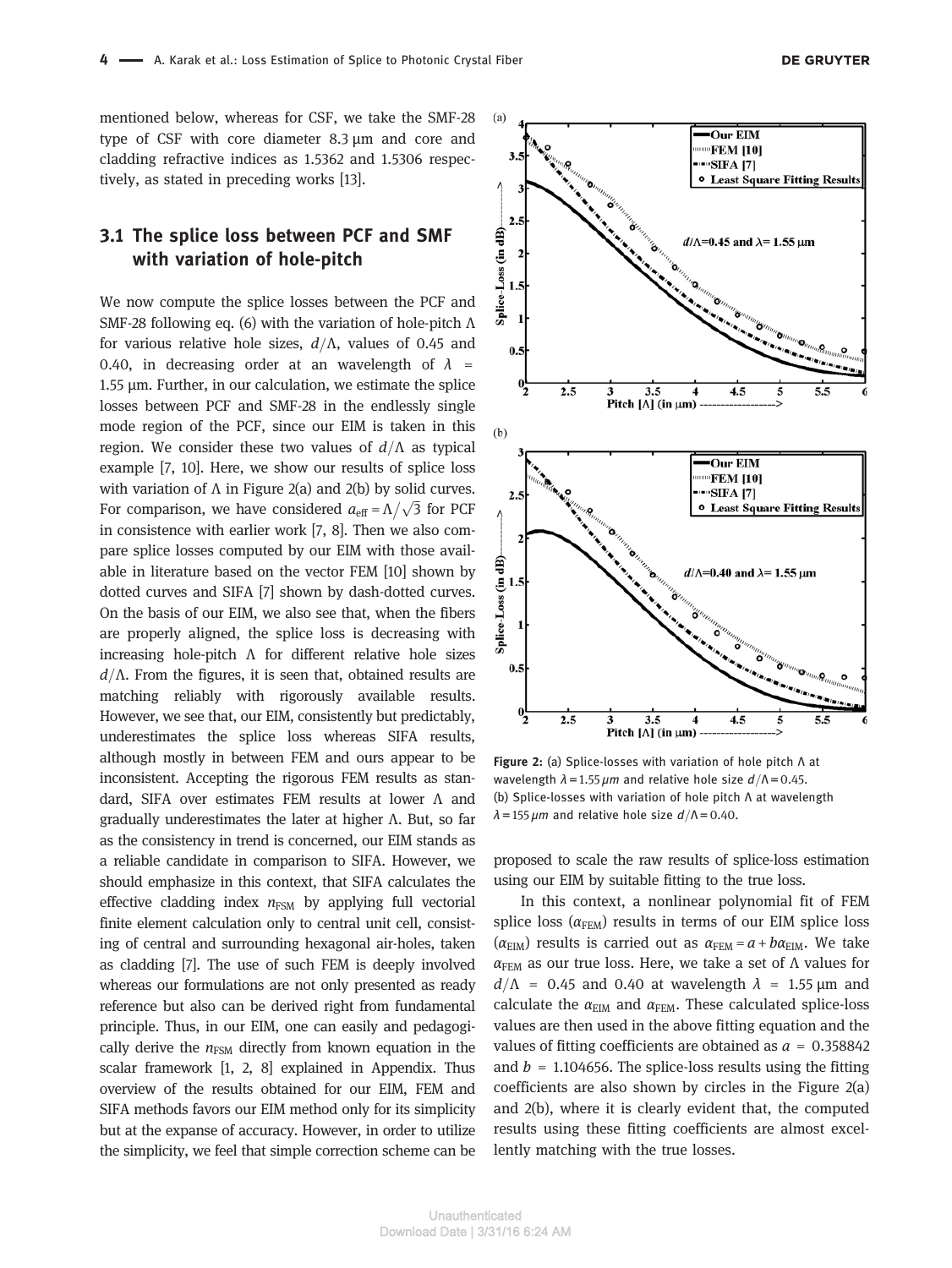mentioned below, whereas for CSF, we take the SMF-28 type of CSF with core diameter 8.3 µm and core and cladding refractive indices as 1.5362 and 1.5306 respectively, as stated in preceding works [13].

## 3.1 The splice loss between PCF and SMF with variation of hole-pitch

We now compute the splice losses between the PCF and SMF-28 following eq. (6) with the variation of hole-pitch $\Lambda$ for various relative hole sizes, $d/\Lambda$, values of 0.45 and 0.40, in decreasing order at an wavelength of $\lambda$ = 1.55 µm. Further, in our calculation, we estimate the splice losses between PCF and SMF-28 in the endlessly single mode region of the PCF, since our EIM is taken in this region. We consider these two values of $d/\Lambda$ as typical example [7, 10]. Here, we show our results of splice loss with variation of $\Lambda$ in Figure 2(a) and 2(b) by solid curves. For comparison, we have considered $a_{\text{eff}} = \Lambda/\sqrt{3}$ for PCF in consistence with earlier work [7, 8]. Then we also compare splice losses computed by our EIM with those available in literature based on the vector FEM [10] shown by dotted curves and SIFA [7] shown by dash-dotted curves. On the basis of our EIM, we also see that, when the fibers are properly aligned, the splice loss is decreasing with increasing hole-pitch $\Lambda$ for different relative hole sizes $d/\Lambda$. From the figures, it is seen that, obtained results are matching reliably with rigorously available results. However, we see that, our EIM, consistently but predictably, underestimates the splice loss whereas SIFA results, although mostly in between FEM and ours appear to be inconsistent. Accepting the rigorous FEM results as standard, SIFA over estimates FEM results at lower $\Lambda$ and gradually underestimates the later at higher $\Lambda$. But, so far as the consistency in trend is concerned, our EIM stands as a reliable candidate in comparison to SIFA. However, we should emphasize in this context, that SIFA calculates the effective cladding index $n_{\text{FSM}}$ by applying full vectorial finite element calculation only to central unit cell, consisting of central and surrounding hexagonal air-holes, taken as cladding [7]. The use of such FEM is deeply involved whereas our formulations are not only presented as ready reference but also can be derived right from fundamental principle. Thus, in our EIM, one can easily and pedagogically derive the $n_{\text{FSM}}$ directly from known equation in the scalar framework [1, 2, 8] explained in Appendix. Thus overview of the results obtained for our EIM, FEM and SIFA methods favors our EIM method only for its simplicity but at the expanse of accuracy. However, in order to utilize the simplicity, we feel that simple correction scheme can be proposed to scale the raw results of splice-loss estimation using our EIM by suitable fitting to the true loss.

Figure 2: (a) Splice-losses with variation of hole pitch $\Lambda$ at wavelength $\lambda = 1.55\,\mu m$ and relative hole size $d/\Lambda = 0.45$. (b) Splice-losses with variation of hole pitch $\Lambda$ at wavelength $\lambda = 155\,\mu m$ and relative hole size $d/\Lambda = 0.40$.

In this context, a nonlinear polynomial fit of FEM splice loss ($\alpha_{\text{FEM}}$) results in terms of our EIM splice loss ($\alpha_{\text{EIM}}$) results is carried out as $\alpha_{\text{FEM}} = a + b\alpha_{\text{EIM}}$. We take $\alpha_{\text{FEM}}$ as our true loss. Here, we take a set of $\Lambda$ values for $d/\Lambda$ = 0.45 and 0.40 at wavelength $\lambda$ = 1.55 µm and calculate the $\alpha_{\text{EIM}}$ and $\alpha_{\text{FEM}}$. These calculated splice-loss values are then used in the above fitting equation and the values of fitting coefficients are obtained as $a$ = 0.358842 and $b$ = 1.104656. The splice-loss results using the fitting coefficients are also shown by circles in the Figure 2(a) and 2(b), where it is clearly evident that, the computed results using these fitting coefficients are almost excellently matching with the true losses.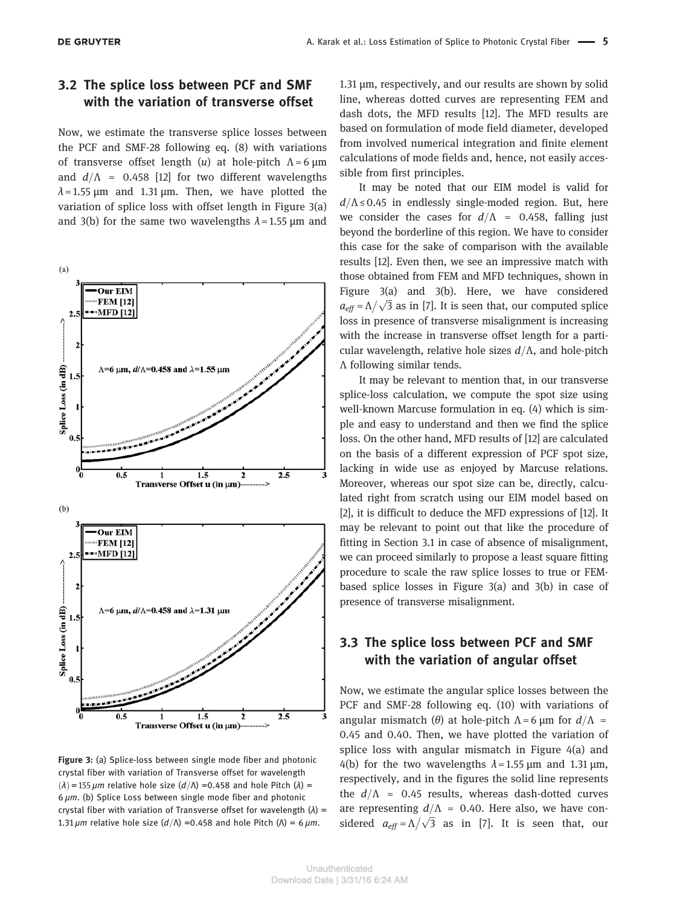## 3.2 The splice loss between PCF and SMF with the variation of transverse offset

Now, we estimate the transverse splice losses between the PCF and SMF-28 following eq. (8) with variations of transverse offset length ($u$) at hole-pitch $\Lambda = 6$ μm and $d/\Lambda = 0.458$ [12] for two different wavelengths $\lambda = 1.55$ μm and 1.31 μm. Then, we have plotted the variation of splice loss with offset length in Figure 3(a) and 3(b) for the same two wavelengths $\lambda = 1.55$ μm and 1.31 μm, respectively, and our results are shown by solid line, whereas dotted curves are representing FEM and dash dots, the MFD results [12]. The MFD results are based on formulation of mode field diameter, developed from involved numerical integration and finite element calculations of mode fields and, hence, not easily accessible from first principles.

It may be noted that our EIM model is valid for $d/\Lambda \leq 0.45$ in endlessly single-moded region. But, here we consider the cases for $d/\Lambda = 0.458$, falling just beyond the borderline of this region. We have to consider this case for the sake of comparison with the available results [12]. Even then, we see an impressive match with those obtained from FEM and MFD techniques, shown in Figure 3(a) and 3(b). Here, we have considered $a_{eff} = \Lambda/\sqrt{3}$ as in [7]. It is seen that, our computed splice loss in presence of transverse misalignment is increasing with the increase in transverse offset length for a particular wavelength, relative hole sizes $d/\Lambda$, and hole-pitch $\Lambda$ following similar tends.

It may be relevant to mention that, in our transverse splice-loss calculation, we compute the spot size using well-known Marcuse formulation in eq. (4) which is simple and easy to understand and then we find the splice loss. On the other hand, MFD results of [12] are calculated on the basis of a different expression of PCF spot size, lacking in wide use as enjoyed by Marcuse relations. Moreover, whereas our spot size can be, directly, calculated right from scratch using our EIM model based on [2], it is difficult to deduce the MFD expressions of [12]. It may be relevant to point out that like the procedure of fitting in Section 3.1 in case of absence of misalignment, we can proceed similarly to propose a least square fitting procedure to scale the raw splice losses to true or FEM-based splice losses in Figure 3(a) and 3(b) in case of presence of transverse misalignment.

**Figure 3:** (a) Splice-loss between single mode fiber and photonic crystal fiber with variation of Transverse offset for wavelength $(\lambda) = 155\,\mu m$ relative hole size $(d/\Lambda) = 0.458$ and hole Pitch $(\lambda) = 6\,\mu m$. (b) Splice Loss between single mode fiber and photonic crystal fiber with variation of Transverse offset for wavelength $(\lambda) = 1.31\,\mu m$ relative hole size $(d/\Lambda) = 0.458$ and hole Pitch $(\Lambda) = 6\,\mu m$.

## 3.3 The splice loss between PCF and SMF with the variation of angular offset

Now, we estimate the angular splice losses between the PCF and SMF-28 following eq. (10) with variations of angular mismatch ($\theta$) at hole-pitch $\Lambda = 6$ μm for $d/\Lambda = 0.45$ and 0.40. Then, we have plotted the variation of splice loss with angular mismatch in Figure 4(a) and 4(b) for the two wavelengths $\lambda = 1.55$ μm and 1.31 μm, respectively, and in the figures the solid line represents the $d/\Lambda = 0.45$ results, whereas dash-dotted curves are representing $d/\Lambda = 0.40$. Here also, we have considered $a_{eff} = \Lambda/\sqrt{3}$ as in [7]. It is seen that, our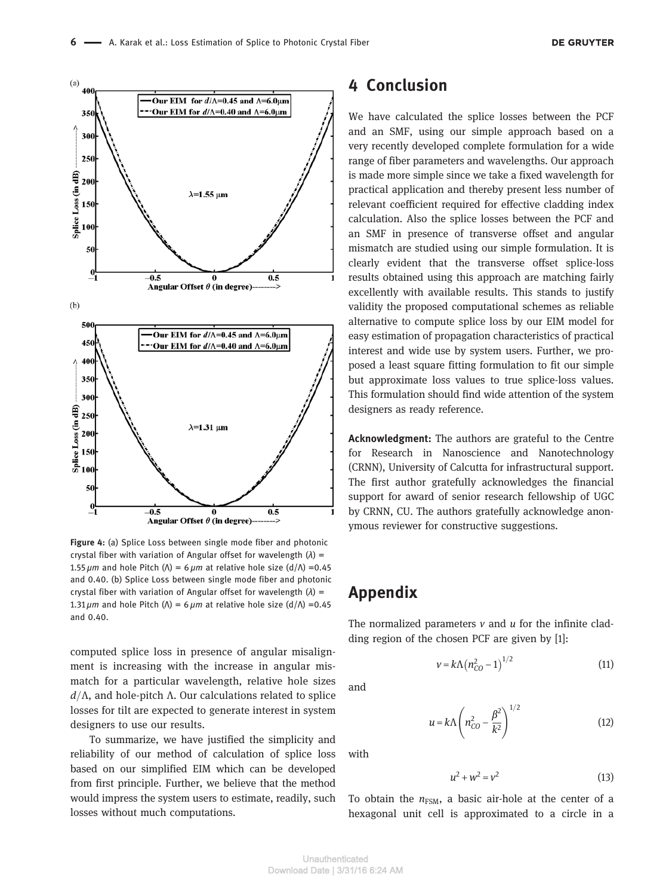Figure 4: (a) Splice Loss between single mode fiber and photonic crystal fiber with variation of Angular offset for wavelength ($\lambda$) = 1.55 $\mu m$ and hole Pitch ($\Lambda$) = 6 $\mu m$ at relative hole size ($d/\Lambda$) =0.45 and 0.40. (b) Splice Loss between single mode fiber and photonic crystal fiber with variation of Angular offset for wavelength ($\lambda$) = 1.31 $\mu m$ and hole Pitch ($\Lambda$) = 6 $\mu m$ at relative hole size ($d/\Lambda$) =0.45 and 0.40.

computed splice loss in presence of angular misalignment is increasing with the increase in angular mismatch for a particular wavelength, relative hole sizes $d/\Lambda$, and hole-pitch $\Lambda$. Our calculations related to splice losses for tilt are expected to generate interest in system designers to use our results.

To summarize, we have justified the simplicity and reliability of our method of calculation of splice loss based on our simplified EIM which can be developed from first principle. Further, we believe that the method would impress the system users to estimate, readily, such losses without much computations.

# 4 Conclusion

We have calculated the splice losses between the PCF and an SMF, using our simple approach based on a very recently developed complete formulation for a wide range of fiber parameters and wavelengths. Our approach is made more simple since we take a fixed wavelength for practical application and thereby present less number of relevant coefficient required for effective cladding index calculation. Also the splice losses between the PCF and an SMF in presence of transverse offset and angular mismatch are studied using our simple formulation. It is clearly evident that the transverse offset splice-loss results obtained using this approach are matching fairly excellently with available results. This stands to justify validity the proposed computational schemes as reliable alternative to compute splice loss by our EIM model for easy estimation of propagation characteristics of practical interest and wide use by system users. Further, we proposed a least square fitting formulation to fit our simple but approximate loss values to true splice-loss values. This formulation should find wide attention of the system designers as ready reference.

**Acknowledgment:** The authors are grateful to the Centre for Research in Nanoscience and Nanotechnology (CRNN), University of Calcutta for infrastructural support. The first author gratefully acknowledges the financial support for award of senior research fellowship of UGC by CRNN, CU. The authors gratefully acknowledge anonymous reviewer for constructive suggestions.

# Appendix

The normalized parameters $v$ and $u$ for the infinite cladding region of the chosen PCF are given by [1]:

$$v = k\Lambda\left(n_{CO}^2 - 1\right)^{1/2} \tag{11}$$

and

$$u = k\Lambda\left(n_{CO}^2 - \frac{\beta^2}{k^2}\right)^{1/2} \tag{12}$$

with

$$u^2 + w^2 = v^2 \tag{13}$$

To obtain the $n_{FSM}$, a basic air-hole at the center of a hexagonal unit cell is approximated to a circle in a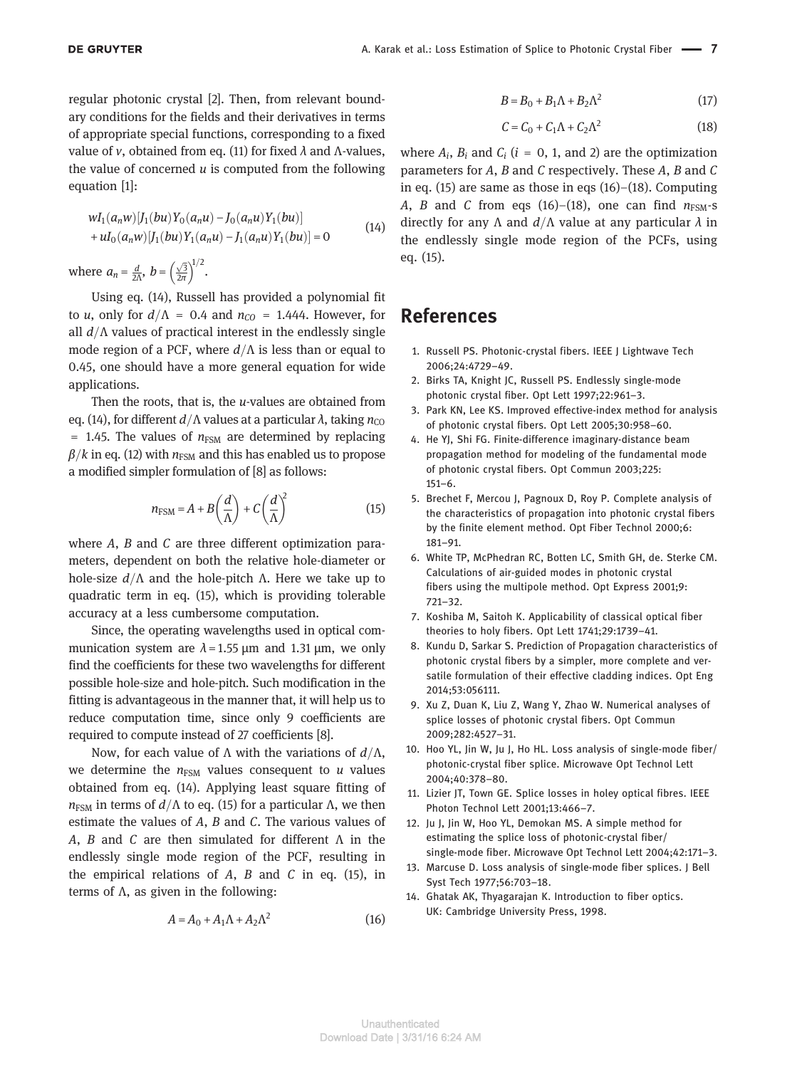regular photonic crystal [2]. Then, from relevant boundary conditions for the fields and their derivatives in terms of appropriate special functions, corresponding to a fixed value of $v$, obtained from eq. (11) for fixed $\lambda$ and $\Lambda$-values, the value of concerned $u$ is computed from the following equation [1]:

$$
\begin{aligned}
&wI_1(a_n w)[J_1(bu)Y_0(a_n u) - J_0(a_n u)Y_1(bu)] \\
&+ uI_0(a_n w)[J_1(bu)Y_1(a_n u) - J_1(a_n u)Y_1(bu)] = 0
\end{aligned}
\tag{14}
$$

where $a_n = \frac{d}{2\Lambda}$, $b = \left(\frac{\sqrt{3}}{2\pi}\right)^{1/2}$.

Using eq. (14), Russell has provided a polynomial fit to $u$, only for $d/\Lambda = 0.4$ and $n_{CO} = 1.444$. However, for all $d/\Lambda$ values of practical interest in the endlessly single mode region of a PCF, where $d/\Lambda$ is less than or equal to 0.45, one should have a more general equation for wide applications.

Then the roots, that is, the $u$-values are obtained from eq. (14), for different $d/\Lambda$ values at a particular $\lambda$, taking $n_{CO} = 1.45$. The values of $n_{FSM}$ are determined by replacing $\beta/k$ in eq. (12) with $n_{FSM}$ and this has enabled us to propose a modified simpler formulation of [8] as follows:

$$
n_{FSM} = A + B\left(\frac{d}{\Lambda}\right) + C\left(\frac{d}{\Lambda}\right)^2 \tag{15}
$$

where $A$, $B$ and $C$ are three different optimization parameters, dependent on both the relative hole-diameter or hole-size $d/\Lambda$ and the hole-pitch $\Lambda$. Here we take up to quadratic term in eq. (15), which is providing tolerable accuracy at a less cumbersome computation.

Since, the operating wavelengths used in optical communication system are $\lambda = 1.55$ μm and 1.31 μm, we only find the coefficients for these two wavelengths for different possible hole-size and hole-pitch. Such modification in the fitting is advantageous in the manner that, it will help us to reduce computation time, since only 9 coefficients are required to compute instead of 27 coefficients [8].

Now, for each value of $\Lambda$ with the variations of $d/\Lambda$, we determine the $n_{FSM}$ values consequent to $u$ values obtained from eq. (14). Applying least square fitting of $n_{FSM}$ in terms of $d/\Lambda$ to eq. (15) for a particular $\Lambda$, we then estimate the values of $A$, $B$ and $C$. The various values of $A$, $B$ and $C$ are then simulated for different $\Lambda$ in the endlessly single mode region of the PCF, resulting in the empirical relations of $A$, $B$ and $C$ in eq. (15), in terms of $\Lambda$, as given in the following:

$$
A = A_0 + A_1\Lambda + A_2\Lambda^2 \tag{16}
$$

$$
B = B_0 + B_1\Lambda + B_2\Lambda^2 \tag{17}
$$

$$
C = C_0 + C_1\Lambda + C_2\Lambda^2 \tag{18}
$$

where $A_i$, $B_i$ and $C_i$ ($i$ = 0, 1, and 2) are the optimization parameters for $A$, $B$ and $C$ respectively. These $A$, $B$ and $C$ in eq. (15) are same as those in eqs (16)–(18). Computing $A$, $B$ and $C$ from eqs (16)–(18), one can find $n_{FSM}$-s directly for any $\Lambda$ and $d/\Lambda$ value at any particular $\lambda$ in the endlessly single mode region of the PCFs, using eq. (15).

## References

1. Russell PS. Photonic-crystal fibers. IEEE J Lightwave Tech 2006;24:4729–49.
2. Birks TA, Knight JC, Russell PS. Endlessly single-mode photonic crystal fiber. Opt Lett 1997;22:961–3.
3. Park KN, Lee KS. Improved effective-index method for analysis of photonic crystal fibers. Opt Lett 2005;30:958–60.
4. He YJ, Shi FG. Finite-difference imaginary-distance beam propagation method for modeling of the fundamental mode of photonic crystal fibers. Opt Commun 2003;225: 151–6.
5. Brechet F, Mercou J, Pagnoux D, Roy P. Complete analysis of the characteristics of propagation into photonic crystal fibers by the finite element method. Opt Fiber Technol 2000;6: 181–91.
6. White TP, McPhedran RC, Botten LC, Smith GH, de. Sterke CM. Calculations of air-guided modes in photonic crystal fibers using the multipole method. Opt Express 2001;9: 721–32.
7. Koshiba M, Saitoh K. Applicability of classical optical fiber theories to holy fibers. Opt Lett 1741;29:1739–41.
8. Kundu D, Sarkar S. Prediction of Propagation characteristics of photonic crystal fibers by a simpler, more complete and versatile formulation of their effective cladding indices. Opt Eng 2014;53:056111.
9. Xu Z, Duan K, Liu Z, Wang Y, Zhao W. Numerical analyses of splice losses of photonic crystal fibers. Opt Commun 2009;282:4527–31.
10. Hoo YL, Jin W, Ju J, Ho HL. Loss analysis of single-mode fiber/ photonic-crystal fiber splice. Microwave Opt Technol Lett 2004;40:378–80.
11. Lizier JT, Town GE. Splice losses in holey optical fibres. IEEE Photon Technol Lett 2001;13:466–7.
12. Ju J, Jin W, Hoo YL, Demokan MS. A simple method for estimating the splice loss of photonic-crystal fiber/ single-mode fiber. Microwave Opt Technol Lett 2004;42:171–3.
13. Marcuse D. Loss analysis of single-mode fiber splices. J Bell Syst Tech 1977;56:703–18.
14. Ghatak AK, Thyagarajan K. Introduction to fiber optics. UK: Cambridge University Press, 1998.